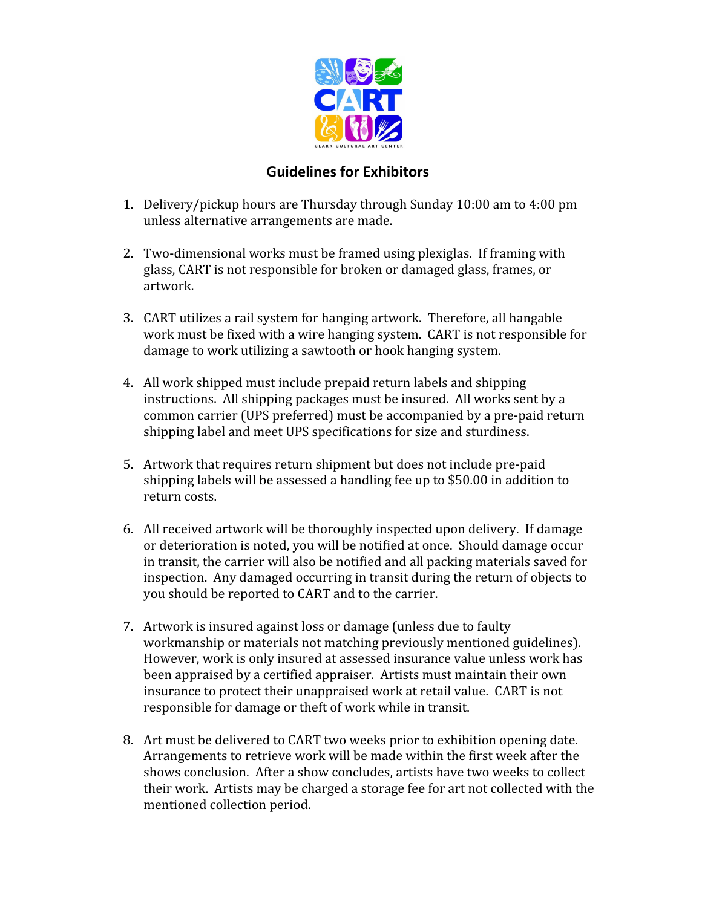# Guidelines for Exhibitors

1. Delivery/pickup hours are Thursday through Sunday 10:00 am to 4:00 pm unless alternative arrangements are made.

2. Two-dimensional works must be framed using plexiglas. If framing with glass, CART is not responsible for broken or damaged glass, frames, or artwork.

3. CART utilizes a rail system for hanging artwork. Therefore, all hangable work must be fixed with a wire hanging system. CART is not responsible for damage to work utilizing a sawtooth or hook hanging system.

4. All work shipped must include prepaid return labels and shipping instructions. All shipping packages must be insured. All works sent by a common carrier (UPS preferred) must be accompanied by a pre-paid return shipping label and meet UPS specifications for size and sturdiness.

5. Artwork that requires return shipment but does not include pre-paid shipping labels will be assessed a handling fee up to $50.00 in addition to return costs.

6. All received artwork will be thoroughly inspected upon delivery. If damage or deterioration is noted, you will be notified at once. Should damage occur in transit, the carrier will also be notified and all packing materials saved for inspection. Any damaged occurring in transit during the return of objects to you should be reported to CART and to the carrier.

7. Artwork is insured against loss or damage (unless due to faulty workmanship or materials not matching previously mentioned guidelines). However, work is only insured at assessed insurance value unless work has been appraised by a certified appraiser. Artists must maintain their own insurance to protect their unappraised work at retail value. CART is not responsible for damage or theft of work while in transit.

8. Art must be delivered to CART two weeks prior to exhibition opening date. Arrangements to retrieve work will be made within the first week after the shows conclusion. After a show concludes, artists have two weeks to collect their work. Artists may be charged a storage fee for art not collected with the mentioned collection period.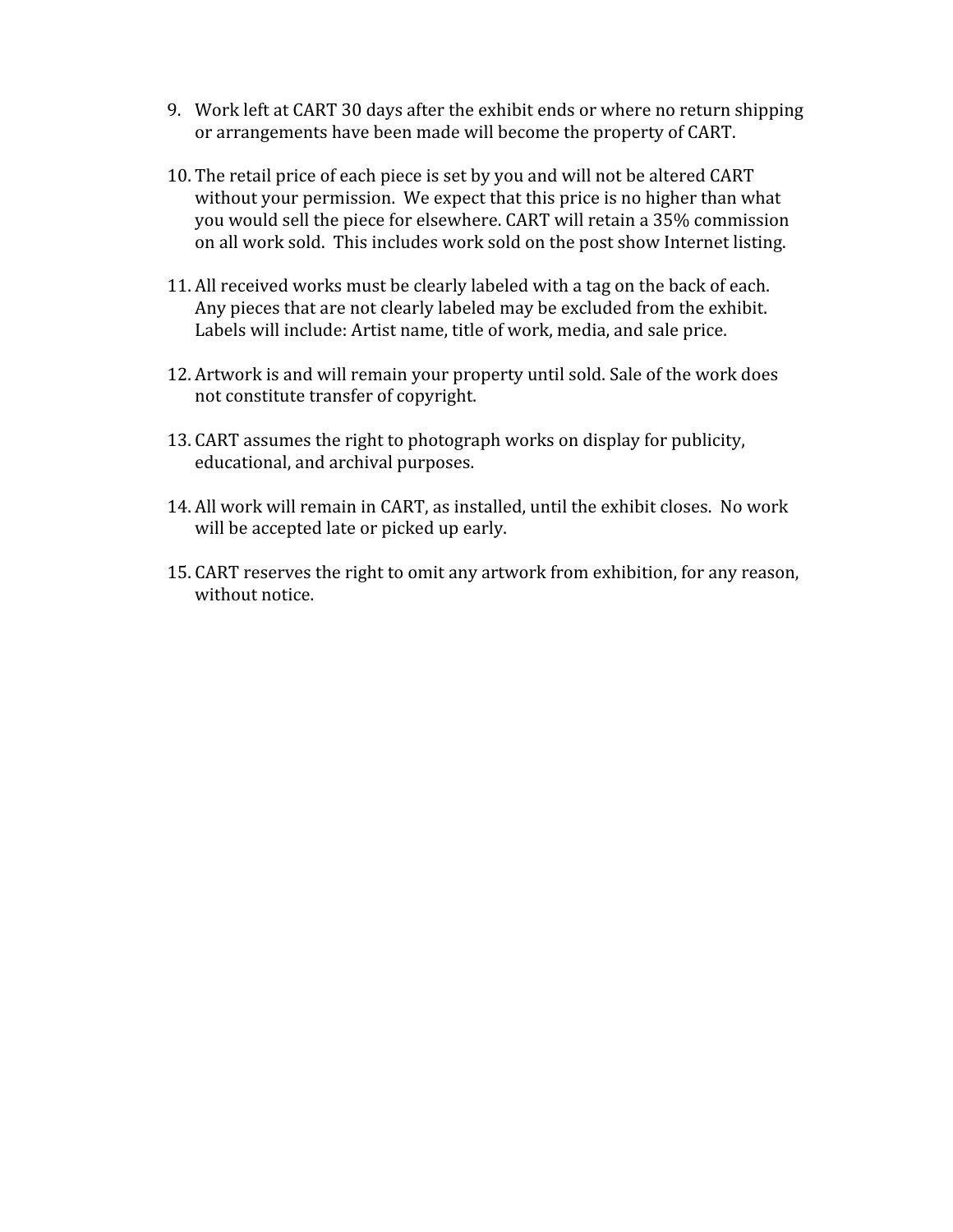9. Work left at CART 30 days after the exhibit ends or where no return shipping or arrangements have been made will become the property of CART.

10. The retail price of each piece is set by you and will not be altered CART without your permission. We expect that this price is no higher than what you would sell the piece for elsewhere. CART will retain a 35% commission on all work sold. This includes work sold on the post show Internet listing.

11. All received works must be clearly labeled with a tag on the back of each. Any pieces that are not clearly labeled may be excluded from the exhibit. Labels will include: Artist name, title of work, media, and sale price.

12. Artwork is and will remain your property until sold. Sale of the work does not constitute transfer of copyright.

13. CART assumes the right to photograph works on display for publicity, educational, and archival purposes.

14. All work will remain in CART, as installed, until the exhibit closes. No work will be accepted late or picked up early.

15. CART reserves the right to omit any artwork from exhibition, for any reason, without notice.